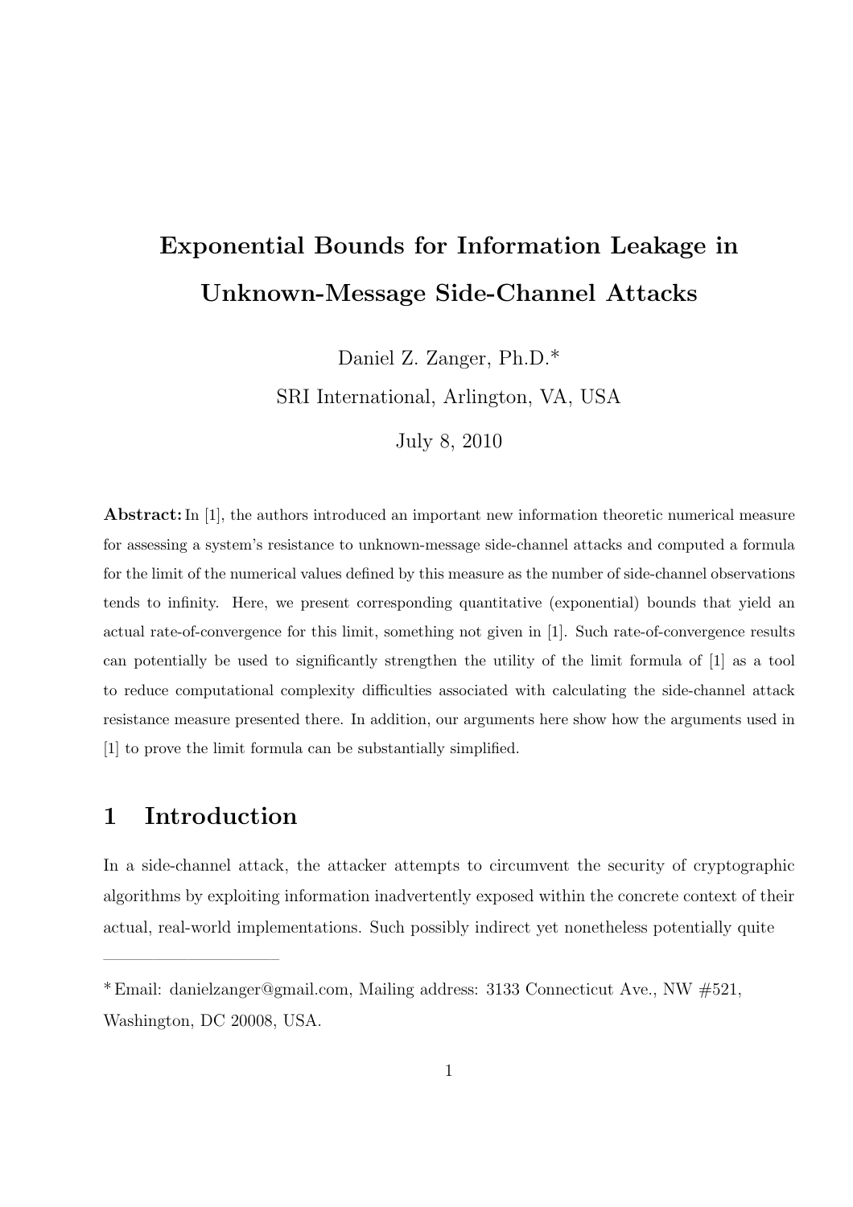# Exponential Bounds for Information Leakage in Unknown-Message Side-Channel Attacks

Daniel Z. Zanger, Ph.D.*

SRI International, Arlington, VA, USA

July 8, 2010

**Abstract:** In [1], the authors introduced an important new information theoretic numerical measure for assessing a system's resistance to unknown-message side-channel attacks and computed a formula for the limit of the numerical values defined by this measure as the number of side-channel observations tends to infinity. Here, we present corresponding quantitative (exponential) bounds that yield an actual rate-of-convergence for this limit, something not given in [1]. Such rate-of-convergence results can potentially be used to significantly strengthen the utility of the limit formula of [1] as a tool to reduce computational complexity difficulties associated with calculating the side-channel attack resistance measure presented there. In addition, our arguments here show how the arguments used in [1] to prove the limit formula can be substantially simplified.

## 1 Introduction

In a side-channel attack, the attacker attempts to circumvent the security of cryptographic algorithms by exploiting information inadvertently exposed within the concrete context of their actual, real-world implementations. Such possibly indirect yet nonetheless potentially quite

---

* Email: danielzanger@gmail.com, Mailing address: 3133 Connecticut Ave., NW #521, Washington, DC 20008, USA.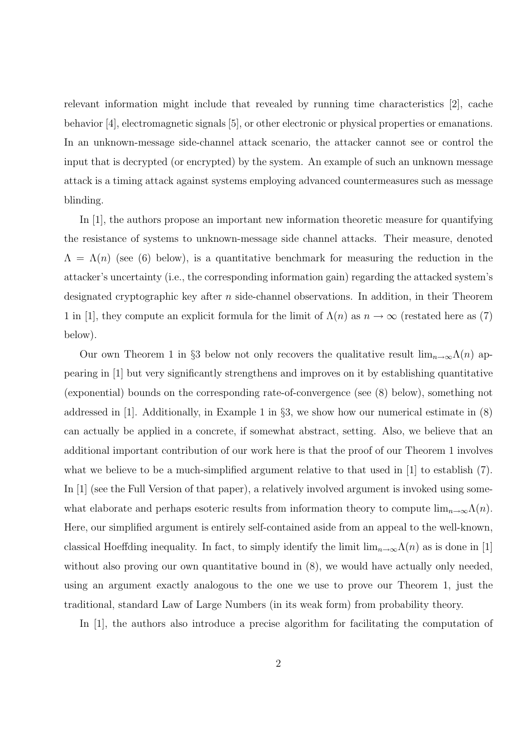relevant information might include that revealed by running time characteristics [2], cache behavior [4], electromagnetic signals [5], or other electronic or physical properties or emanations. In an unknown-message side-channel attack scenario, the attacker cannot see or control the input that is decrypted (or encrypted) by the system. An example of such an unknown message attack is a timing attack against systems employing advanced countermeasures such as message blinding.

In [1], the authors propose an important new information theoretic measure for quantifying the resistance of systems to unknown-message side channel attacks. Their measure, denoted $\Lambda = \Lambda(n)$ (see (6) below), is a quantitative benchmark for measuring the reduction in the attacker's uncertainty (i.e., the corresponding information gain) regarding the attacked system's designated cryptographic key after $n$ side-channel observations. In addition, in their Theorem 1 in [1], they compute an explicit formula for the limit of $\Lambda(n)$ as $n \to \infty$ (restated here as (7) below).

Our own Theorem 1 in §3 below not only recovers the qualitative result $\lim_{n\to\infty}\Lambda(n)$ appearing in [1] but very significantly strengthens and improves on it by establishing quantitative (exponential) bounds on the corresponding rate-of-convergence (see (8) below), something not addressed in [1]. Additionally, in Example 1 in §3, we show how our numerical estimate in (8) can actually be applied in a concrete, if somewhat abstract, setting. Also, we believe that an additional important contribution of our work here is that the proof of our Theorem 1 involves what we believe to be a much-simplified argument relative to that used in [1] to establish (7). In [1] (see the Full Version of that paper), a relatively involved argument is invoked using somewhat elaborate and perhaps esoteric results from information theory to compute $\lim_{n\to\infty}\Lambda(n)$. Here, our simplified argument is entirely self-contained aside from an appeal to the well-known, classical Hoeffding inequality. In fact, to simply identify the limit $\lim_{n\to\infty}\Lambda(n)$ as is done in [1] without also proving our own quantitative bound in (8), we would have actually only needed, using an argument exactly analogous to the one we use to prove our Theorem 1, just the traditional, standard Law of Large Numbers (in its weak form) from probability theory.

In [1], the authors also introduce a precise algorithm for facilitating the computation of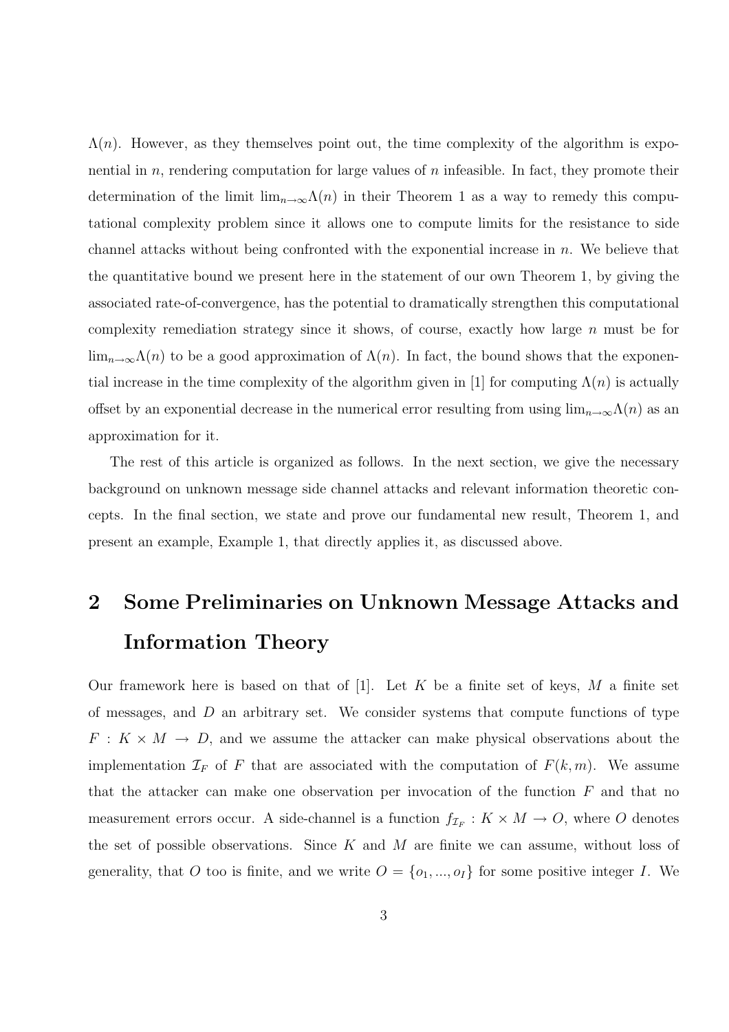$\Lambda(n)$. However, as they themselves point out, the time complexity of the algorithm is exponential in $n$, rendering computation for large values of $n$ infeasible. In fact, they promote their determination of the limit $\lim_{n\to\infty}\Lambda(n)$ in their Theorem 1 as a way to remedy this computational complexity problem since it allows one to compute limits for the resistance to side channel attacks without being confronted with the exponential increase in $n$. We believe that the quantitative bound we present here in the statement of our own Theorem 1, by giving the associated rate-of-convergence, has the potential to dramatically strengthen this computational complexity remediation strategy since it shows, of course, exactly how large $n$ must be for $\lim_{n\to\infty}\Lambda(n)$ to be a good approximation of $\Lambda(n)$. In fact, the bound shows that the exponential increase in the time complexity of the algorithm given in [1] for computing $\Lambda(n)$ is actually offset by an exponential decrease in the numerical error resulting from using $\lim_{n\to\infty}\Lambda(n)$ as an approximation for it.

The rest of this article is organized as follows. In the next section, we give the necessary background on unknown message side channel attacks and relevant information theoretic concepts. In the final section, we state and prove our fundamental new result, Theorem 1, and present an example, Example 1, that directly applies it, as discussed above.

## 2 Some Preliminaries on Unknown Message Attacks and Information Theory

Our framework here is based on that of [1]. Let $K$ be a finite set of keys, $M$ a finite set of messages, and $D$ an arbitrary set. We consider systems that compute functions of type $F : K \times M \to D$, and we assume the attacker can make physical observations about the implementation $\mathcal{I}_F$ of $F$ that are associated with the computation of $F(k, m)$. We assume that the attacker can make one observation per invocation of the function $F$ and that no measurement errors occur. A side-channel is a function $f_{\mathcal{I}_F} : K \times M \to O$, where $O$ denotes the set of possible observations. Since $K$ and $M$ are finite we can assume, without loss of generality, that $O$ too is finite, and we write $O = \{o_1, ..., o_I\}$ for some positive integer $I$. We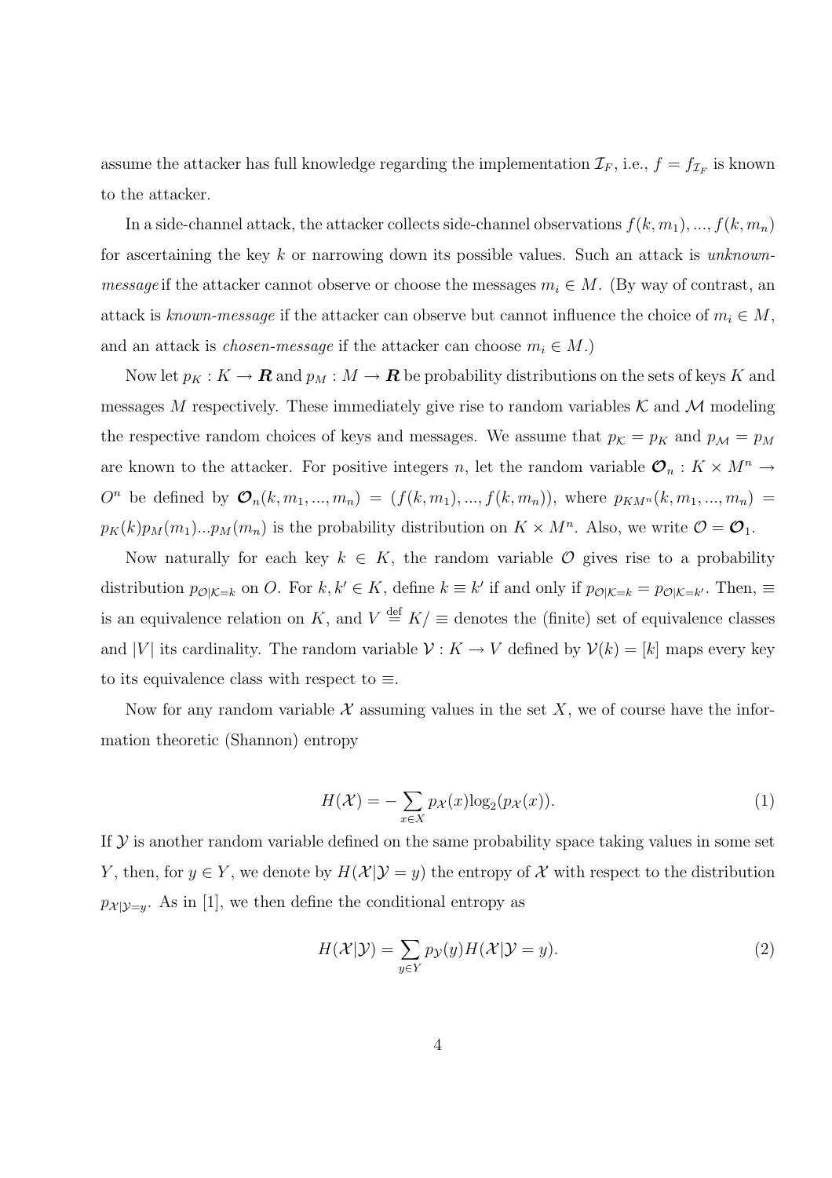assume the attacker has full knowledge regarding the implementation $\mathcal{I}_F$, i.e., $f = f_{\mathcal{I}_F}$ is known to the attacker.

In a side-channel attack, the attacker collects side-channel observations $f(k, m_1), ..., f(k, m_n)$ for ascertaining the key $k$ or narrowing down its possible values. Such an attack is *unknown-message* if the attacker cannot observe or choose the messages $m_i \in M$. (By way of contrast, an attack is *known-message* if the attacker can observe but cannot influence the choice of $m_i \in M$, and an attack is *chosen-message* if the attacker can choose $m_i \in M$.)

Now let $p_K : K \to \boldsymbol{R}$ and $p_M : M \to \boldsymbol{R}$ be probability distributions on the sets of keys $K$ and messages $M$ respectively. These immediately give rise to random variables $\mathcal{K}$ and $\mathcal{M}$ modeling the respective random choices of keys and messages. We assume that $p_{\mathcal{K}} = p_K$ and $p_{\mathcal{M}} = p_M$ are known to the attacker. For positive integers $n$, let the random variable $\boldsymbol{\mathcal{O}}_n : K \times M^n \to O^n$ be defined by $\boldsymbol{\mathcal{O}}_n(k, m_1, ..., m_n) = (f(k, m_1), ..., f(k, m_n))$, where $p_{KM^n}(k, m_1, ..., m_n) = p_K(k)p_M(m_1)...p_M(m_n)$ is the probability distribution on $K \times M^n$. Also, we write $\mathcal{O} = \boldsymbol{\mathcal{O}}_1$.

Now naturally for each key $k \in K$, the random variable $\mathcal{O}$ gives rise to a probability distribution $p_{\mathcal{O}|\mathcal{K}=k}$ on $O$. For $k, k' \in K$, define $k \equiv k'$ if and only if $p_{\mathcal{O}|\mathcal{K}=k} = p_{\mathcal{O}|\mathcal{K}=k'}$. Then, $\equiv$ is an equivalence relation on $K$, and $V \stackrel{\text{def}}{=} K/\equiv$ denotes the (finite) set of equivalence classes and $|V|$ its cardinality. The random variable $\mathcal{V} : K \to V$ defined by $\mathcal{V}(k) = [k]$ maps every key to its equivalence class with respect to $\equiv$.

Now for any random variable $\mathcal{X}$ assuming values in the set $X$, we of course have the information theoretic (Shannon) entropy

$$H(\mathcal{X}) = -\sum_{x \in X} p_{\mathcal{X}}(x) \log_2(p_{\mathcal{X}}(x)). \tag{1}$$

If $\mathcal{Y}$ is another random variable defined on the same probability space taking values in some set $Y$, then, for $y \in Y$, we denote by $H(\mathcal{X}|\mathcal{Y} = y)$ the entropy of $\mathcal{X}$ with respect to the distribution $p_{\mathcal{X}|\mathcal{Y}=y}$. As in [1], we then define the conditional entropy as

$$H(\mathcal{X}|\mathcal{Y}) = \sum_{y \in Y} p_{\mathcal{Y}}(y) H(\mathcal{X}|\mathcal{Y} = y). \tag{2}$$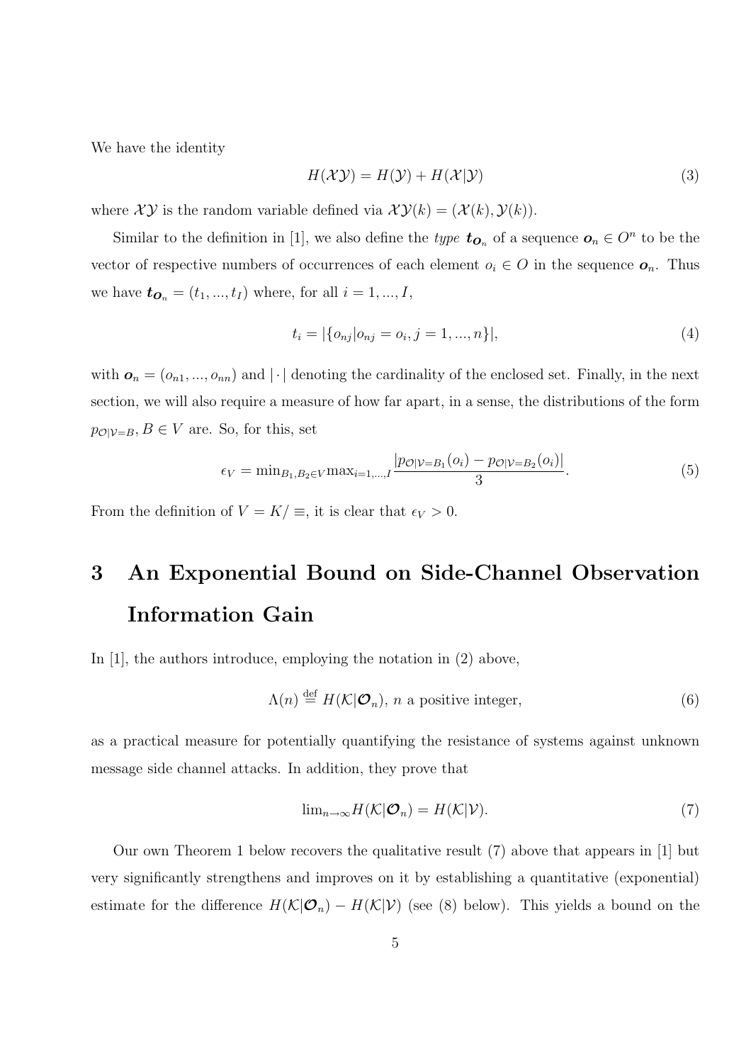We have the identity

$$H(\mathcal{X}\mathcal{Y}) = H(\mathcal{Y}) + H(\mathcal{X}|\mathcal{Y}) \tag{3}$$

where $\mathcal{X}\mathcal{Y}$ is the random variable defined via $\mathcal{X}\mathcal{Y}(k) = (\mathcal{X}(k), \mathcal{Y}(k))$.

Similar to the definition in [1], we also define the *type* $\boldsymbol{t}_{\boldsymbol{O}_n}$ of a sequence $\boldsymbol{o}_n \in O^n$ to be the vector of respective numbers of occurrences of each element $o_i \in O$ in the sequence $\boldsymbol{o}_n$. Thus we have $\boldsymbol{t}_{\boldsymbol{O}_n} = (t_1, ..., t_I)$ where, for all $i = 1, ..., I$,

$$t_i = |\{o_{nj} | o_{nj} = o_i, j = 1, ..., n\}|, \tag{4}$$

with $\boldsymbol{o}_n = (o_{n1}, ..., o_{nn})$ and $|\cdot|$ denoting the cardinality of the enclosed set. Finally, in the next section, we will also require a measure of how far apart, in a sense, the distributions of the form $p_{\mathcal{O}|\mathcal{V}=B}, B \in V$ are. So, for this, set

$$\epsilon_V = \min_{B_1, B_2 \in V} \max_{i=1,...,I} \frac{|p_{\mathcal{O}|\mathcal{V}=B_1}(o_i) - p_{\mathcal{O}|\mathcal{V}=B_2}(o_i)|}{3}. \tag{5}$$

From the definition of $V = K/\equiv$, it is clear that $\epsilon_V > 0$.

# 3 An Exponential Bound on Side-Channel Observation Information Gain

In [1], the authors introduce, employing the notation in (2) above,

$$\Lambda(n) \stackrel{\text{def}}{=} H(\mathcal{K}|\boldsymbol{\mathcal{O}}_n), \ n \text{ a positive integer}, \tag{6}$$

as a practical measure for potentially quantifying the resistance of systems against unknown message side channel attacks. In addition, they prove that

$$\lim_{n\to\infty} H(\mathcal{K}|\boldsymbol{\mathcal{O}}_n) = H(\mathcal{K}|\mathcal{V}). \tag{7}$$

Our own Theorem 1 below recovers the qualitative result (7) above that appears in [1] but very significantly strengthens and improves on it by establishing a quantitative (exponential) estimate for the difference $H(\mathcal{K}|\boldsymbol{\mathcal{O}}_n) - H(\mathcal{K}|\mathcal{V})$ (see (8) below). This yields a bound on the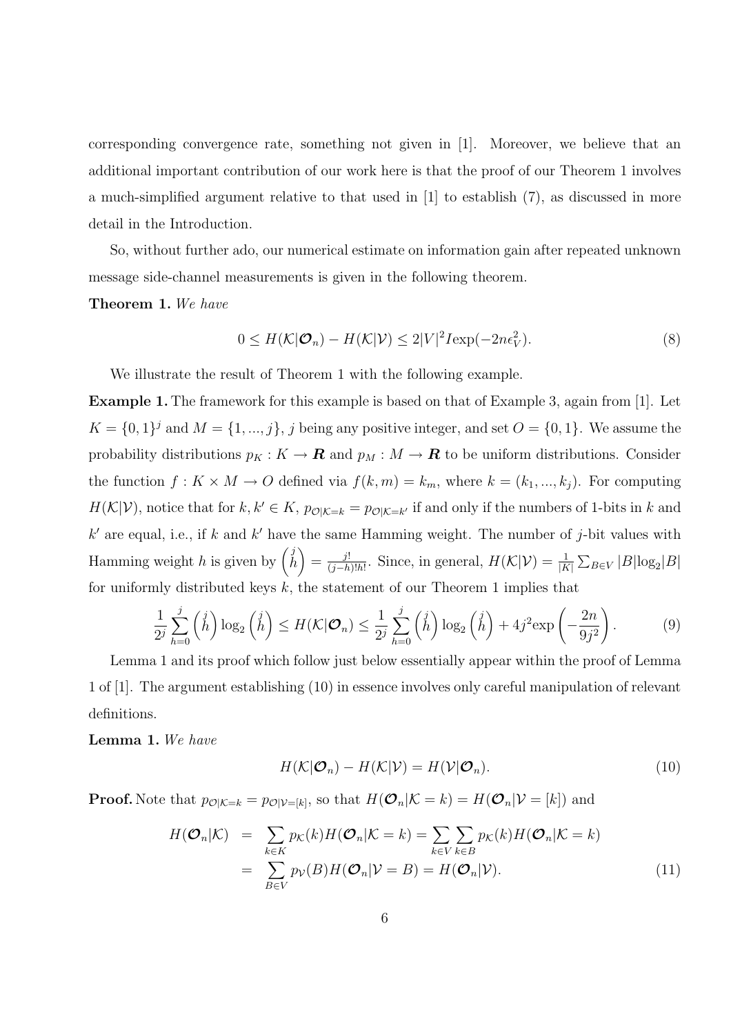corresponding convergence rate, something not given in [1]. Moreover, we believe that an additional important contribution of our work here is that the proof of our Theorem 1 involves a much-simplified argument relative to that used in [1] to establish (7), as discussed in more detail in the Introduction.

So, without further ado, our numerical estimate on information gain after repeated unknown message side-channel measurements is given in the following theorem.

**Theorem 1.** *We have*

$$0 \leq H(\mathcal{K}|\boldsymbol{\mathcal{O}}_n) - H(\mathcal{K}|\mathcal{V}) \leq 2|V|^2 I \exp(-2n\epsilon_V^2). \tag{8}$$

We illustrate the result of Theorem 1 with the following example.

**Example 1.** The framework for this example is based on that of Example 3, again from [1]. Let $K = \{0,1\}^j$ and $M = \{1, ..., j\}$, $j$ being any positive integer, and set $O = \{0,1\}$. We assume the probability distributions $p_K : K \to \boldsymbol{R}$ and $p_M : M \to \boldsymbol{R}$ to be uniform distributions. Consider the function $f : K \times M \to O$ defined via $f(k,m) = k_m$, where $k = (k_1, ..., k_j)$. For computing $H(\mathcal{K}|\mathcal{V})$, notice that for $k, k' \in K$, $p_{\mathcal{O}|\mathcal{K}=k} = p_{\mathcal{O}|\mathcal{K}=k'}$ if and only if the numbers of 1-bits in $k$ and $k'$ are equal, i.e., if $k$ and $k'$ have the same Hamming weight. The number of $j$-bit values with Hamming weight $h$ is given by $\binom{j}{h} = \frac{j!}{(j-h)!h!}$. Since, in general, $H(\mathcal{K}|\mathcal{V}) = \frac{1}{|K|}\sum_{B \in V} |B| \log_2 |B|$ for uniformly distributed keys $k$, the statement of our Theorem 1 implies that

$$\frac{1}{2^j}\sum_{h=0}^{j}\binom{j}{h}\log_2\binom{j}{h} \leq H(\mathcal{K}|\boldsymbol{\mathcal{O}}_n) \leq \frac{1}{2^j}\sum_{h=0}^{j}\binom{j}{h}\log_2\binom{j}{h} + 4j^2\exp\left(-\frac{2n}{9j^2}\right). \tag{9}$$

Lemma 1 and its proof which follow just below essentially appear within the proof of Lemma 1 of [1]. The argument establishing (10) in essence involves only careful manipulation of relevant definitions.

**Lemma 1.** *We have*

$$H(\mathcal{K}|\boldsymbol{\mathcal{O}}_n) - H(\mathcal{K}|\mathcal{V}) = H(\mathcal{V}|\boldsymbol{\mathcal{O}}_n). \tag{10}$$

**Proof.** Note that $p_{\mathcal{O}|\mathcal{K}=k} = p_{\mathcal{O}|\mathcal{V}=[k]}$, so that $H(\boldsymbol{\mathcal{O}}_n|\mathcal{K}=k) = H(\boldsymbol{\mathcal{O}}_n|\mathcal{V}=[k])$ and

$$\begin{aligned} H(\boldsymbol{\mathcal{O}}_n|\mathcal{K}) &= \sum_{k \in K} p_{\mathcal{K}}(k) H(\boldsymbol{\mathcal{O}}_n|\mathcal{K}=k) = \sum_{k \in V}\sum_{k \in B} p_{\mathcal{K}}(k) H(\boldsymbol{\mathcal{O}}_n|\mathcal{K}=k) \\ &= \sum_{B \in V} p_{\mathcal{V}}(B) H(\boldsymbol{\mathcal{O}}_n|\mathcal{V}=B) = H(\boldsymbol{\mathcal{O}}_n|\mathcal{V}). \end{aligned} \tag{11}$$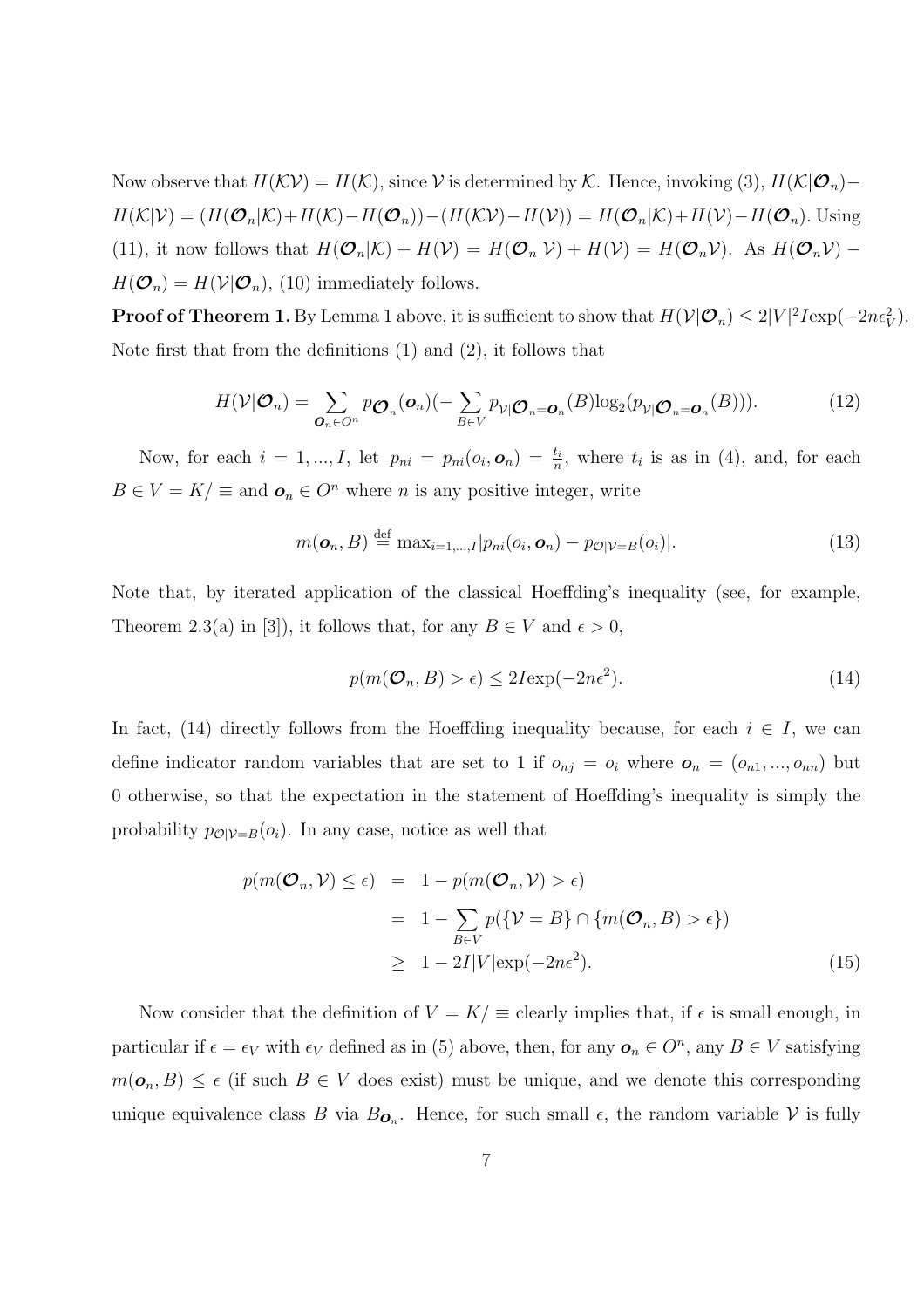Now observe that $H(\mathcal{KV}) = H(\mathcal{K})$, since $\mathcal{V}$ is determined by $\mathcal{K}$. Hence, invoking (3), $H(\mathcal{K}|\boldsymbol{\mathcal{O}}_n) - H(\mathcal{K}|\mathcal{V}) = (H(\boldsymbol{\mathcal{O}}_n|\mathcal{K}) + H(\mathcal{K}) - H(\boldsymbol{\mathcal{O}}_n)) - (H(\mathcal{KV}) - H(\mathcal{V})) = H(\boldsymbol{\mathcal{O}}_n|\mathcal{K}) + H(\mathcal{V}) - H(\boldsymbol{\mathcal{O}}_n)$. Using (11), it now follows that $H(\boldsymbol{\mathcal{O}}_n|\mathcal{K}) + H(\mathcal{V}) = H(\boldsymbol{\mathcal{O}}_n|\mathcal{V}) + H(\mathcal{V}) = H(\boldsymbol{\mathcal{O}}_n\mathcal{V})$. As $H(\boldsymbol{\mathcal{O}}_n\mathcal{V}) - H(\boldsymbol{\mathcal{O}}_n) = H(\mathcal{V}|\boldsymbol{\mathcal{O}}_n)$, (10) immediately follows.

**Proof of Theorem 1.** By Lemma 1 above, it is sufficient to show that $H(\mathcal{V}|\boldsymbol{\mathcal{O}}_n) \leq 2|V|^2 I \exp(-2n\epsilon_V^2)$. Note first that from the definitions (1) and (2), it follows that

$$H(\mathcal{V}|\boldsymbol{\mathcal{O}}_n) = \sum_{\boldsymbol{O}_n \in O^n} p_{\boldsymbol{\mathcal{O}}_n}(\boldsymbol{o}_n)\left(-\sum_{B\in V} p_{\mathcal{V}|\boldsymbol{\mathcal{O}}_n=\boldsymbol{o}_n}(B)\log_2(p_{\mathcal{V}|\boldsymbol{\mathcal{O}}_n=\boldsymbol{o}_n}(B))\right). \tag{12}$$

Now, for each $i = 1, ..., I$, let $p_{ni} = p_{ni}(o_i, \boldsymbol{o}_n) = \frac{t_i}{n}$, where $t_i$ is as in (4), and, for each $B \in V = K/\equiv$ and $\boldsymbol{o}_n \in O^n$ where $n$ is any positive integer, write

$$m(\boldsymbol{o}_n, B) \stackrel{\text{def}}{=} \max_{i=1,...,I}|p_{ni}(o_i, \boldsymbol{o}_n) - p_{\mathcal{O}|\mathcal{V}=B}(o_i)|. \tag{13}$$

Note that, by iterated application of the classical Hoeffding's inequality (see, for example, Theorem 2.3(a) in [3]), it follows that, for any $B \in V$ and $\epsilon > 0$,

$$p(m(\boldsymbol{\mathcal{O}}_n, B) > \epsilon) \leq 2I\exp(-2n\epsilon^2). \tag{14}$$

In fact, (14) directly follows from the Hoeffding inequality because, for each $i \in I$, we can define indicator random variables that are set to 1 if $o_{nj} = o_i$ where $\boldsymbol{o}_n = (o_{n1}, ..., o_{nn})$ but 0 otherwise, so that the expectation in the statement of Hoeffding's inequality is simply the probability $p_{\mathcal{O}|\mathcal{V}=B}(o_i)$. In any case, notice as well that

$$\begin{aligned} p(m(\boldsymbol{\mathcal{O}}_n, \mathcal{V}) \leq \epsilon) &= 1 - p(m(\boldsymbol{\mathcal{O}}_n, \mathcal{V}) > \epsilon) \\ &= 1 - \sum_{B\in V} p(\{\mathcal{V} = B\} \cap \{m(\boldsymbol{\mathcal{O}}_n, B) > \epsilon\}) \\ &\geq 1 - 2I|V|\exp(-2n\epsilon^2). \end{aligned} \tag{15}$$

Now consider that the definition of $V = K/\equiv$ clearly implies that, if $\epsilon$ is small enough, in particular if $\epsilon = \epsilon_V$ with $\epsilon_V$ defined as in (5) above, then, for any $\boldsymbol{o}_n \in O^n$, any $B \in V$ satisfying $m(\boldsymbol{o}_n, B) \leq \epsilon$ (if such $B \in V$ does exist) must be unique, and we denote this corresponding unique equivalence class $B$ via $B_{\boldsymbol{O}_n}$. Hence, for such small $\epsilon$, the random variable $\mathcal{V}$ is fully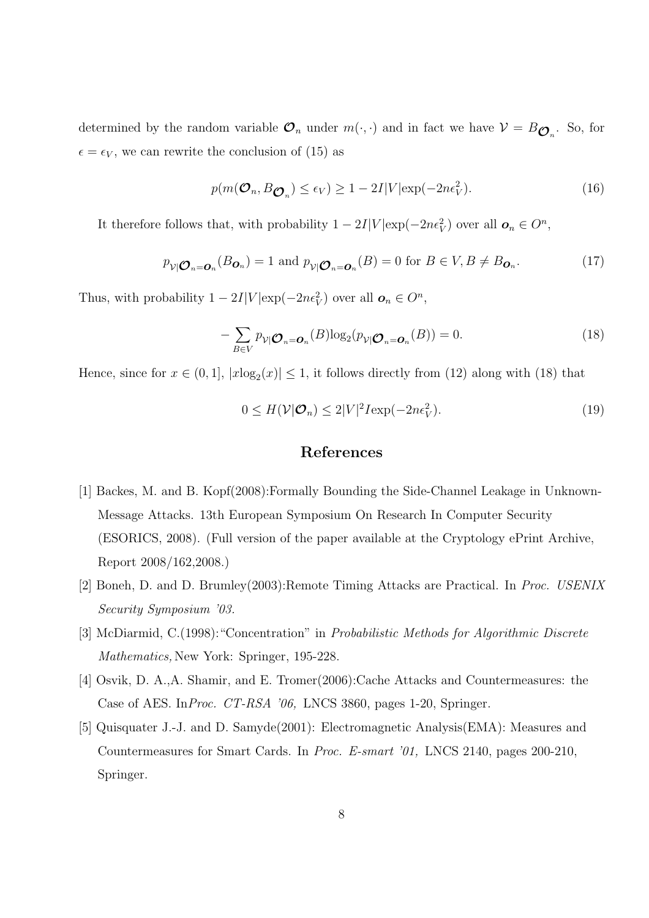determined by the random variable $\boldsymbol{\mathcal{O}}_n$ under $m(\cdot, \cdot)$ and in fact we have $\mathcal{V} = B_{\boldsymbol{\mathcal{O}}_n}$. So, for $\epsilon = \epsilon_V$, we can rewrite the conclusion of (15) as

$$p(m(\boldsymbol{\mathcal{O}}_n, B_{\boldsymbol{\mathcal{O}}_n}) \leq \epsilon_V) \geq 1 - 2I|V|\exp(-2n\epsilon_V^2). \tag{16}$$

It therefore follows that, with probability $1 - 2I|V|\exp(-2n\epsilon_V^2)$ over all $\boldsymbol{o}_n \in O^n$,

$$p_{\mathcal{V}|\boldsymbol{\mathcal{O}}_n = \boldsymbol{o}_n}(B_{\boldsymbol{o}_n}) = 1 \text{ and } p_{\mathcal{V}|\boldsymbol{\mathcal{O}}_n = \boldsymbol{o}_n}(B) = 0 \text{ for } B \in V, B \neq B_{\boldsymbol{o}_n}. \tag{17}$$

Thus, with probability $1 - 2I|V|\exp(-2n\epsilon_V^2)$ over all $\boldsymbol{o}_n \in O^n$,

$$-\sum_{B \in V} p_{\mathcal{V}|\boldsymbol{\mathcal{O}}_n = \boldsymbol{o}_n}(B)\log_2(p_{\mathcal{V}|\boldsymbol{\mathcal{O}}_n = \boldsymbol{o}_n}(B)) = 0. \tag{18}$$

Hence, since for $x \in (0, 1]$, $|x\log_2(x)| \leq 1$, it follows directly from (12) along with (18) that

$$0 \leq H(\mathcal{V}|\boldsymbol{\mathcal{O}}_n) \leq 2|V|^2 I\exp(-2n\epsilon_V^2). \tag{19}$$

## References

[1] Backes, M. and B. Kopf(2008):Formally Bounding the Side-Channel Leakage in Unknown-Message Attacks. 13th European Symposium On Research In Computer Security (ESORICS, 2008). (Full version of the paper available at the Cryptology ePrint Archive, Report 2008/162,2008.)

[2] Boneh, D. and D. Brumley(2003):Remote Timing Attacks are Practical. In *Proc. USENIX Security Symposium '03.*

[3] McDiarmid, C.(1998):"Concentration" in *Probabilistic Methods for Algorithmic Discrete Mathematics,* New York: Springer, 195-228.

[4] Osvik, D. A.,A. Shamir, and E. Tromer(2006):Cache Attacks and Countermeasures: the Case of AES. In*Proc. CT-RSA '06,* LNCS 3860, pages 1-20, Springer.

[5] Quisquater J.-J. and D. Samyde(2001): Electromagnetic Analysis(EMA): Measures and Countermeasures for Smart Cards. In *Proc. E-smart '01,* LNCS 2140, pages 200-210, Springer.